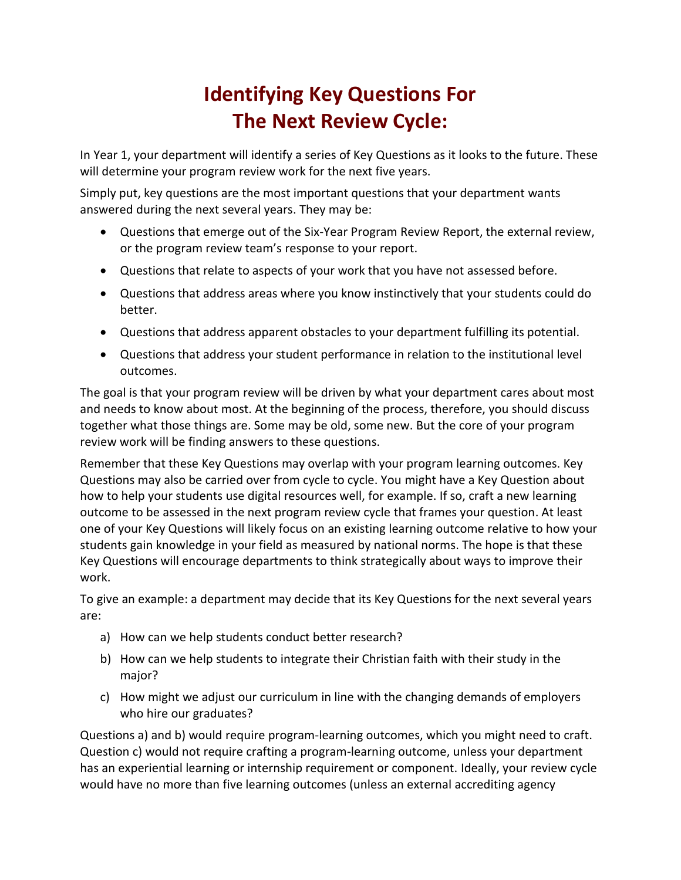# Identifying Key Questions For The Next Review Cycle:

In Year 1, your department will identify a series of Key Questions as it looks to the future. These will determine your program review work for the next five years.

Simply put, key questions are the most important questions that your department wants answered during the next several years. They may be:

- Questions that emerge out of the Six-Year Program Review Report, the external review, or the program review team's response to your report.
- Questions that relate to aspects of your work that you have not assessed before.
- Questions that address areas where you know instinctively that your students could do better.
- Questions that address apparent obstacles to your department fulfilling its potential.
- Questions that address your student performance in relation to the institutional level outcomes.

The goal is that your program review will be driven by what your department cares about most and needs to know about most. At the beginning of the process, therefore, you should discuss together what those things are. Some may be old, some new. But the core of your program review work will be finding answers to these questions.

Remember that these Key Questions may overlap with your program learning outcomes. Key Questions may also be carried over from cycle to cycle. You might have a Key Question about how to help your students use digital resources well, for example. If so, craft a new learning outcome to be assessed in the next program review cycle that frames your question. At least one of your Key Questions will likely focus on an existing learning outcome relative to how your students gain knowledge in your field as measured by national norms. The hope is that these Key Questions will encourage departments to think strategically about ways to improve their work.

To give an example: a department may decide that its Key Questions for the next several years are:

a) How can we help students conduct better research?
b) How can we help students to integrate their Christian faith with their study in the major?
c) How might we adjust our curriculum in line with the changing demands of employers who hire our graduates?

Questions a) and b) would require program-learning outcomes, which you might need to craft. Question c) would not require crafting a program-learning outcome, unless your department has an experiential learning or internship requirement or component. Ideally, your review cycle would have no more than five learning outcomes (unless an external accrediting agency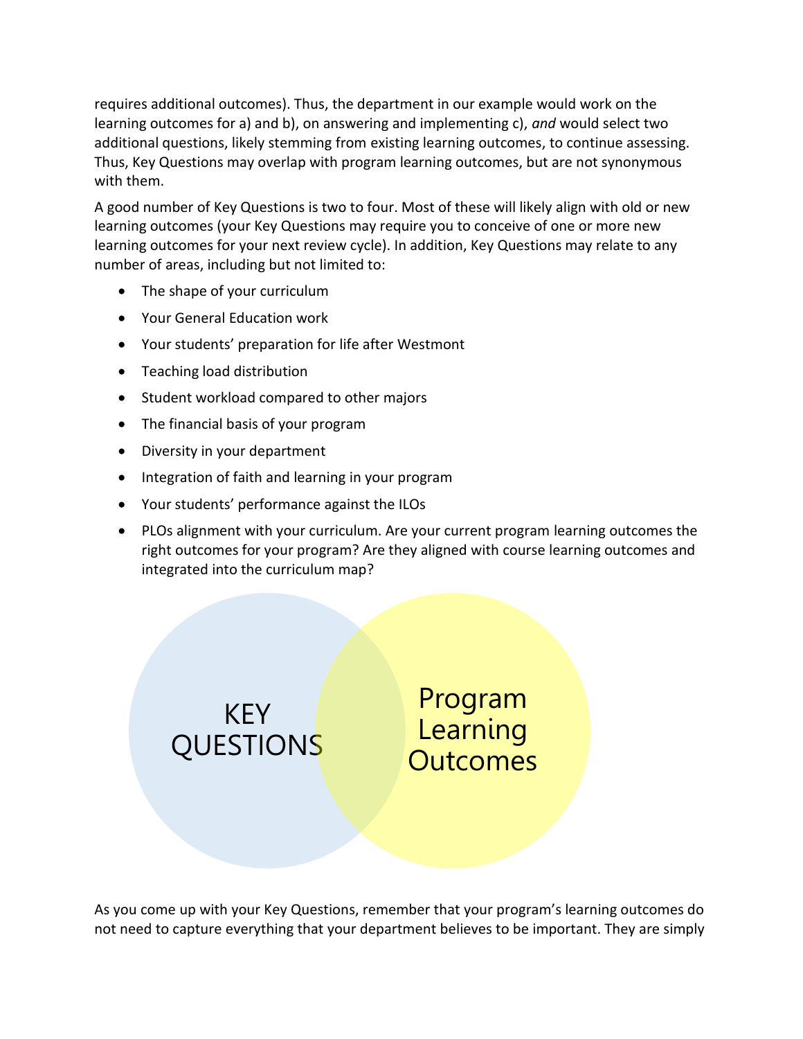requires additional outcomes). Thus, the department in our example would work on the learning outcomes for a) and b), on answering and implementing c), *and* would select two additional questions, likely stemming from existing learning outcomes, to continue assessing. Thus, Key Questions may overlap with program learning outcomes, but are not synonymous with them.

A good number of Key Questions is two to four. Most of these will likely align with old or new learning outcomes (your Key Questions may require you to conceive of one or more new learning outcomes for your next review cycle). In addition, Key Questions may relate to any number of areas, including but not limited to:

- The shape of your curriculum
- Your General Education work
- Your students' preparation for life after Westmont
- Teaching load distribution
- Student workload compared to other majors
- The financial basis of your program
- Diversity in your department
- Integration of faith and learning in your program
- Your students' performance against the ILOs
- PLOs alignment with your curriculum. Are your current program learning outcomes the right outcomes for your program? Are they aligned with course learning outcomes and integrated into the curriculum map?

KEY QUESTIONS

Program Learning Outcomes

As you come up with your Key Questions, remember that your program's learning outcomes do not need to capture everything that your department believes to be important. They are simply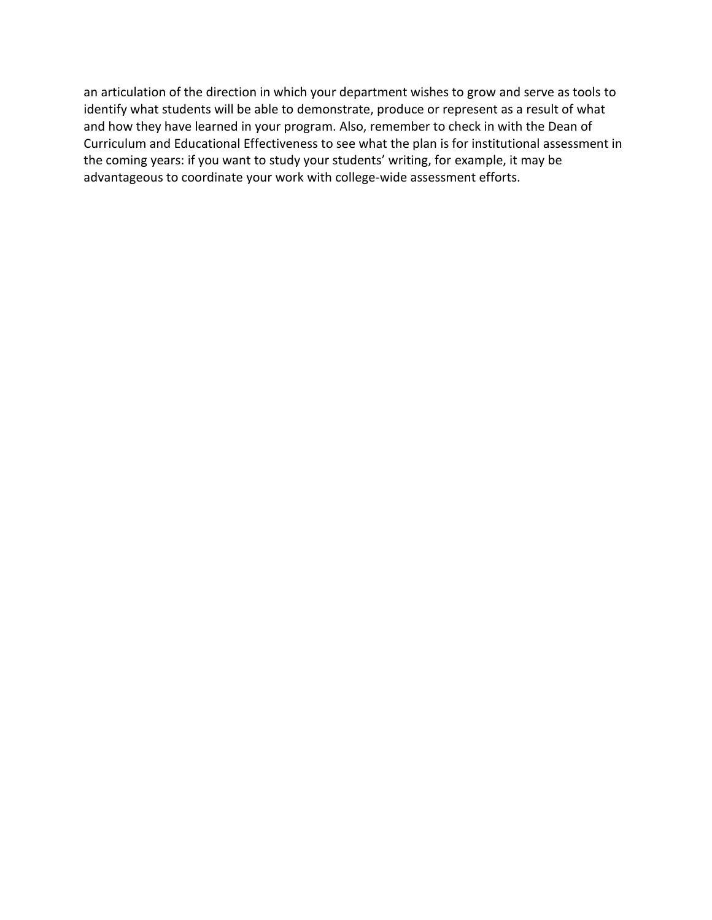an articulation of the direction in which your department wishes to grow and serve as tools to identify what students will be able to demonstrate, produce or represent as a result of what and how they have learned in your program. Also, remember to check in with the Dean of Curriculum and Educational Effectiveness to see what the plan is for institutional assessment in the coming years: if you want to study your students' writing, for example, it may be advantageous to coordinate your work with college-wide assessment efforts.